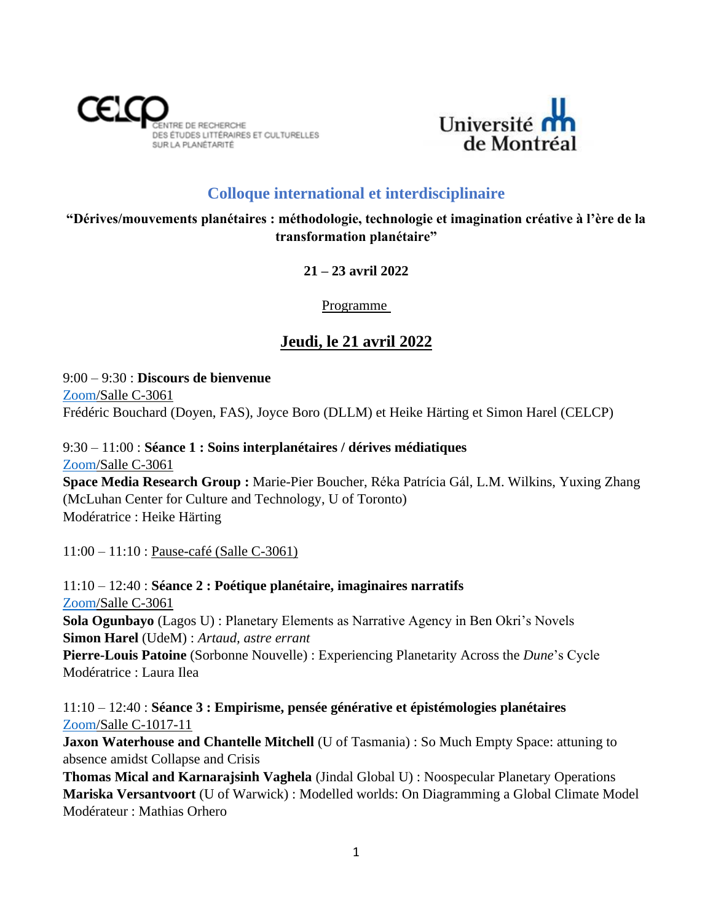CELCP CENTRE DE RECHERCHE DES ÉTUDES LITTÉRAIRES ET CULTURELLES SUR LA PLANÉTARITÉ

Université de Montréal

# Colloque international et interdisciplinaire

**"Dérives/mouvements planétaires : méthodologie, technologie et imagination créative à l'ère de la transformation planétaire"**

**21 – 23 avril 2022**

Programme

## Jeudi, le 21 avril 2022

9:00 – 9:30 : **Discours de bienvenue**
Zoom/Salle C-3061
Frédéric Bouchard (Doyen, FAS), Joyce Boro (DLLM) et Heike Härting et Simon Harel (CELCP)

9:30 – 11:00 : **Séance 1 : Soins interplanétaires / dérives médiatiques**
Zoom/Salle C-3061
**Space Media Research Group :** Marie-Pier Boucher, Réka Patrícia Gál, L.M. Wilkins, Yuxing Zhang (McLuhan Center for Culture and Technology, U of Toronto)
Modératrice : Heike Härting

11:00 – 11:10 : Pause-café (Salle C-3061)

11:10 – 12:40 : **Séance 2 : Poétique planétaire, imaginaires narratifs**
Zoom/Salle C-3061
**Sola Ogunbayo** (Lagos U) : Planetary Elements as Narrative Agency in Ben Okri's Novels
**Simon Harel** (UdeM) : *Artaud, astre errant*
**Pierre-Louis Patoine** (Sorbonne Nouvelle) : Experiencing Planetarity Across the *Dune*'s Cycle
Modératrice : Laura Ilea

11:10 – 12:40 : **Séance 3 : Empirisme, pensée générative et épistémologies planétaires**
Zoom/Salle C-1017-11
**Jaxon Waterhouse and Chantelle Mitchell** (U of Tasmania) : So Much Empty Space: attuning to absence amidst Collapse and Crisis
**Thomas Mical and Karnarajsinh Vaghela** (Jindal Global U) : Noospecular Planetary Operations
**Mariska Versantvoort** (U of Warwick) : Modelled worlds: On Diagramming a Global Climate Model
Modérateur : Mathias Orhero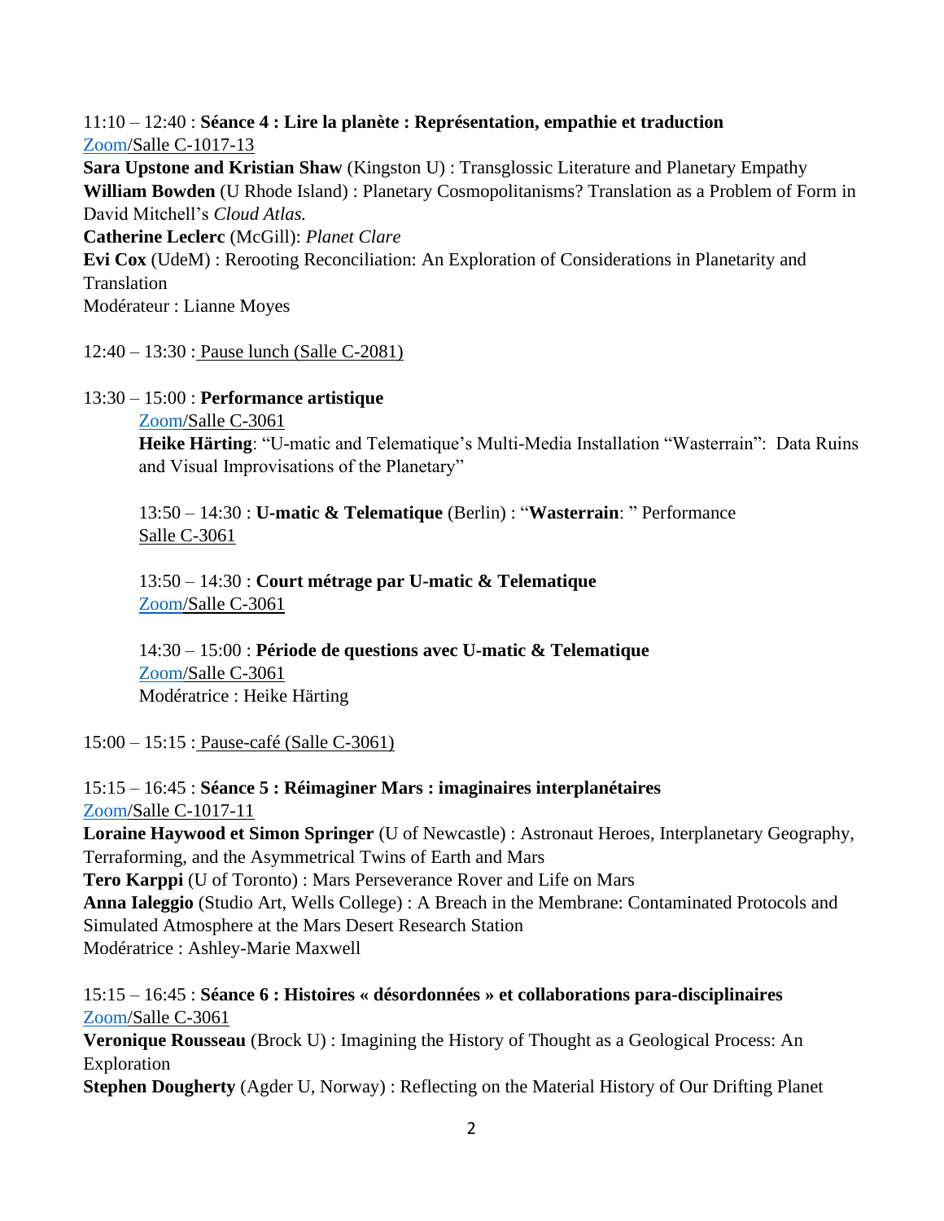11:10 – 12:40 : **Séance 4 : Lire la planète : Représentation, empathie et traduction**
Zoom/Salle C-1017-13
**Sara Upstone and Kristian Shaw** (Kingston U) : Transglossic Literature and Planetary Empathy
**William Bowden** (U Rhode Island) : Planetary Cosmopolitanisms? Translation as a Problem of Form in David Mitchell's *Cloud Atlas.*
**Catherine Leclerc** (McGill): *Planet Clare*
**Evi Cox** (UdeM) : Rerooting Reconciliation: An Exploration of Considerations in Planetarity and Translation
Modérateur : Lianne Moyes

12:40 – 13:30 : Pause lunch (Salle C-2081)

13:30 – 15:00 : **Performance artistique**

Zoom/Salle C-3061
**Heike Härting**: "U-matic and Telematique's Multi-Media Installation "Wasterrain": Data Ruins and Visual Improvisations of the Planetary"

13:50 – 14:30 : **U-matic & Telematique** (Berlin) : "**Wasterrain**: " Performance
Salle C-3061

13:50 – 14:30 : **Court métrage par U-matic & Telematique**
Zoom/Salle C-3061

14:30 – 15:00 : **Période de questions avec U-matic & Telematique**
Zoom/Salle C-3061
Modératrice : Heike Härting

15:00 – 15:15 : Pause-café (Salle C-3061)

15:15 – 16:45 : **Séance 5 : Réimaginer Mars : imaginaires interplanétaires**
Zoom/Salle C-1017-11
**Loraine Haywood et Simon Springer** (U of Newcastle) : Astronaut Heroes, Interplanetary Geography, Terraforming, and the Asymmetrical Twins of Earth and Mars
**Tero Karppi** (U of Toronto) : Mars Perseverance Rover and Life on Mars
**Anna Ialeggio** (Studio Art, Wells College) : A Breach in the Membrane: Contaminated Protocols and Simulated Atmosphere at the Mars Desert Research Station
Modératrice : Ashley-Marie Maxwell

15:15 – 16:45 : **Séance 6 : Histoires « désordonnées » et collaborations para-disciplinaires**
Zoom/Salle C-3061
**Veronique Rousseau** (Brock U) : Imagining the History of Thought as a Geological Process: An Exploration
**Stephen Dougherty** (Agder U, Norway) : Reflecting on the Material History of Our Drifting Planet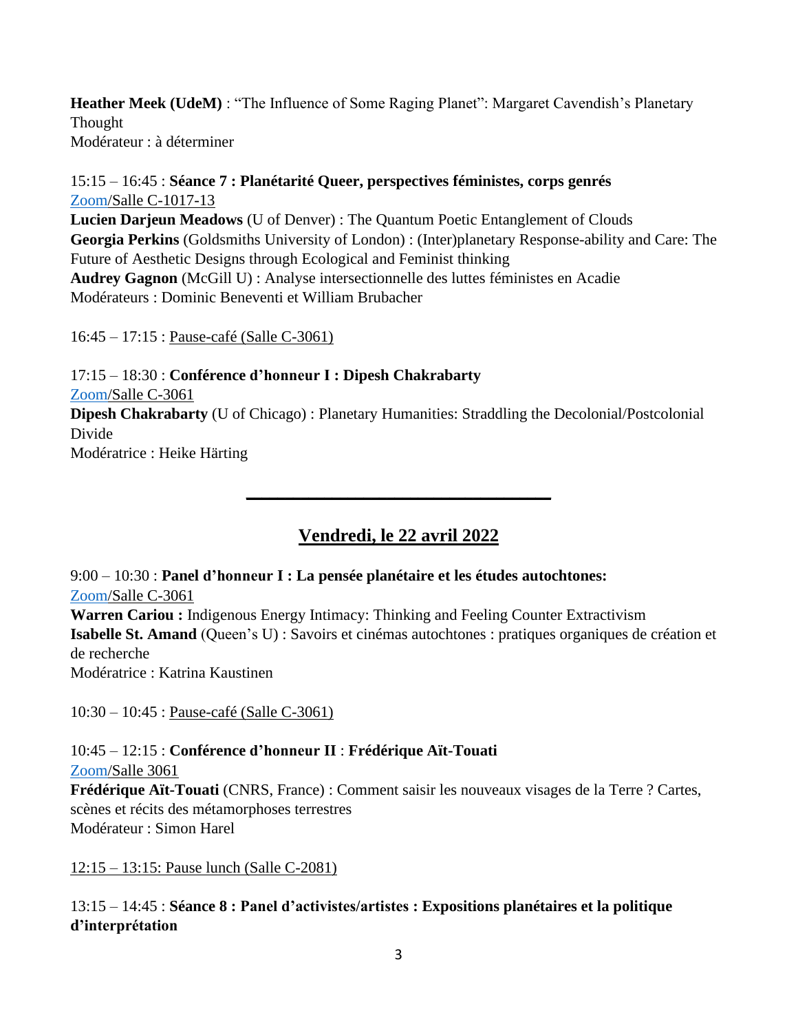**Heather Meek (UdeM)** : “The Influence of Some Raging Planet”: Margaret Cavendish’s Planetary Thought
Modérateur : à déterminer

15:15 – 16:45 : **Séance 7 : Planétarité Queer, perspectives féministes, corps genrés**
Zoom/Salle C-1017-13
**Lucien Darjeun Meadows** (U of Denver) : The Quantum Poetic Entanglement of Clouds
**Georgia Perkins** (Goldsmiths University of London) : (Inter)planetary Response-ability and Care: The Future of Aesthetic Designs through Ecological and Feminist thinking
**Audrey Gagnon** (McGill U) : Analyse intersectionnelle des luttes féministes en Acadie
Modérateurs : Dominic Beneventi et William Brubacher

16:45 – 17:15 : Pause-café (Salle C-3061)

17:15 – 18:30 : **Conférence d’honneur I : Dipesh Chakrabarty**
Zoom/Salle C-3061
**Dipesh Chakrabarty** (U of Chicago) : Planetary Humanities: Straddling the Decolonial/Postcolonial Divide
Modératrice : Heike Härting

---

## Vendredi, le 22 avril 2022

9:00 – 10:30 : **Panel d’honneur I : La pensée planétaire et les études autochtones:**
Zoom/Salle C-3061
**Warren Cariou :** Indigenous Energy Intimacy: Thinking and Feeling Counter Extractivism
**Isabelle St. Amand** (Queen’s U) : Savoirs et cinémas autochtones : pratiques organiques de création et de recherche
Modératrice : Katrina Kaustinen

10:30 – 10:45 : Pause-café (Salle C-3061)

10:45 – 12:15 : **Conférence d’honneur II** : **Frédérique Aït-Touati**
Zoom/Salle 3061
**Frédérique Aït-Touati** (CNRS, France) : Comment saisir les nouveaux visages de la Terre ? Cartes, scènes et récits des métamorphoses terrestres
Modérateur : Simon Harel

12:15 – 13:15: Pause lunch (Salle C-2081)

13:15 – 14:45 : **Séance 8 : Panel d’activistes/artistes : Expositions planétaires et la politique d’interprétation**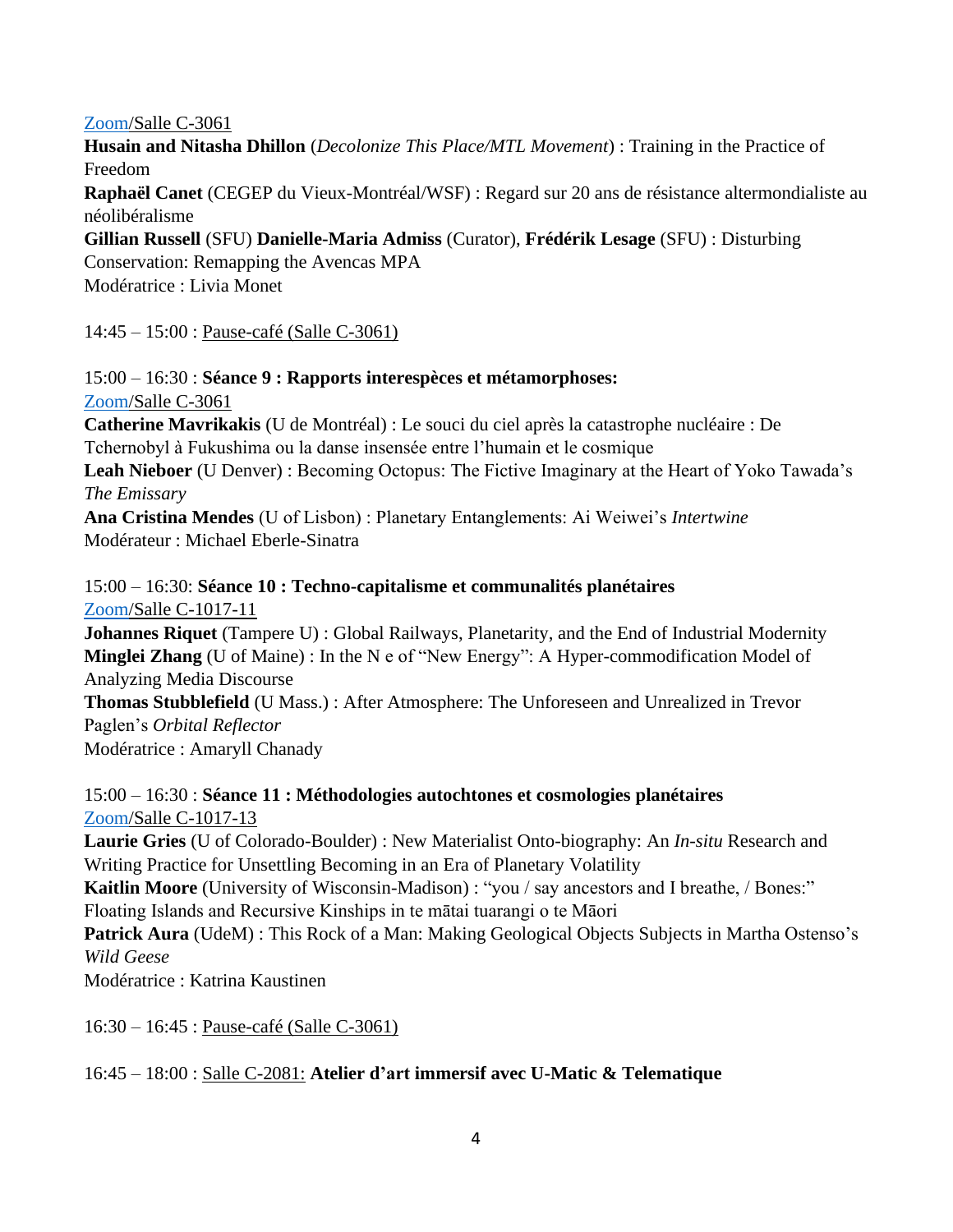[Zoom](#)/Salle C-3061

**Husain and Nitasha Dhillon** (*Decolonize This Place/MTL Movement*) : Training in the Practice of Freedom

**Raphaël Canet** (CEGEP du Vieux-Montréal/WSF) : Regard sur 20 ans de résistance altermondialiste au néolibéralisme

**Gillian Russell** (SFU) **Danielle-Maria Admiss** (Curator), **Frédérik Lesage** (SFU) : Disturbing Conservation: Remapping the Avencas MPA

Modératrice : Livia Monet

14:45 – 15:00 : Pause-café (Salle C-3061)

15:00 – 16:30 : **Séance 9 : Rapports interespèces et métamorphoses:**

[Zoom](#)/Salle C-3061

**Catherine Mavrikakis** (U de Montréal) : Le souci du ciel après la catastrophe nucléaire : De Tchernobyl à Fukushima ou la danse insensée entre l'humain et le cosmique

**Leah Nieboer** (U Denver) : Becoming Octopus: The Fictive Imaginary at the Heart of Yoko Tawada's *The Emissary*

**Ana Cristina Mendes** (U of Lisbon) : Planetary Entanglements: Ai Weiwei's *Intertwine*

Modérateur : Michael Eberle-Sinatra

15:00 – 16:30: **Séance 10 : Techno-capitalisme et communalités planétaires**

[Zoom](#)/Salle C-1017-11

**Johannes Riquet** (Tampere U) : Global Railways, Planetarity, and the End of Industrial Modernity

**Minglei Zhang** (U of Maine) : In the N e of "New Energy": A Hyper-commodification Model of Analyzing Media Discourse

**Thomas Stubblefield** (U Mass.) : After Atmosphere: The Unforeseen and Unrealized in Trevor Paglen's *Orbital Reflector*

Modératrice : Amaryll Chanady

15:00 – 16:30 : **Séance 11 : Méthodologies autochtones et cosmologies planétaires**

[Zoom](#)/Salle C-1017-13

**Laurie Gries** (U of Colorado-Boulder) : New Materialist Onto-biography: An *In-situ* Research and Writing Practice for Unsettling Becoming in an Era of Planetary Volatility

**Kaitlin Moore** (University of Wisconsin-Madison) : "you / say ancestors and I breathe, / Bones:" Floating Islands and Recursive Kinships in te mātai tuarangi o te Māori

**Patrick Aura** (UdeM) : This Rock of a Man: Making Geological Objects Subjects in Martha Ostenso's *Wild Geese*

Modératrice : Katrina Kaustinen

16:30 – 16:45 : Pause-café (Salle C-3061)

16:45 – 18:00 : Salle C-2081: **Atelier d'art immersif avec U-Matic & Telematique**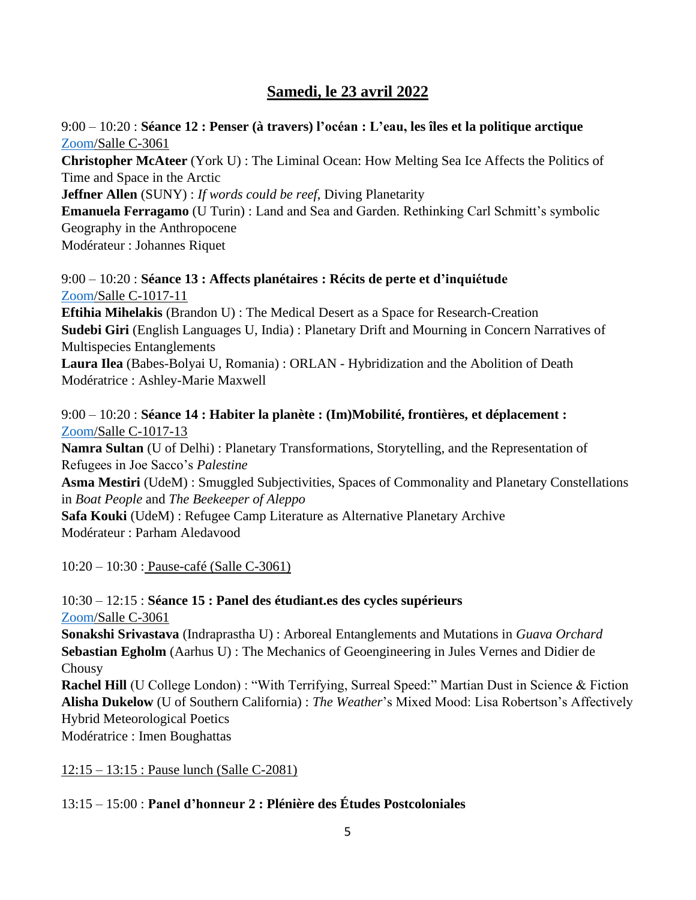## Samedi, le 23 avril 2022

9:00 – 10:20 : **Séance 12 : Penser (à travers) l'océan : L'eau, les îles et la politique arctique**
Zoom/Salle C-3061
**Christopher McAteer** (York U) : The Liminal Ocean: How Melting Sea Ice Affects the Politics of Time and Space in the Arctic
**Jeffner Allen** (SUNY) : *If words could be reef*, Diving Planetarity
**Emanuela Ferragamo** (U Turin) : Land and Sea and Garden. Rethinking Carl Schmitt's symbolic Geography in the Anthropocene
Modérateur : Johannes Riquet

9:00 – 10:20 : **Séance 13 : Affects planétaires : Récits de perte et d'inquiétude**
Zoom/Salle C-1017-11
**Eftihia Mihelakis** (Brandon U) : The Medical Desert as a Space for Research-Creation
**Sudebi Giri** (English Languages U, India) : Planetary Drift and Mourning in Concern Narratives of Multispecies Entanglements
**Laura Ilea** (Babes-Bolyai U, Romania) : ORLAN - Hybridization and the Abolition of Death
Modératrice : Ashley-Marie Maxwell

9:00 – 10:20 : **Séance 14 : Habiter la planète : (Im)Mobilité, frontières, et déplacement :**
Zoom/Salle C-1017-13
**Namra Sultan** (U of Delhi) : Planetary Transformations, Storytelling, and the Representation of Refugees in Joe Sacco's *Palestine*
**Asma Mestiri** (UdeM) : Smuggled Subjectivities, Spaces of Commonality and Planetary Constellations in *Boat People* and *The Beekeeper of Aleppo*
**Safa Kouki** (UdeM) : Refugee Camp Literature as Alternative Planetary Archive
Modérateur : Parham Aledavood

10:20 – 10:30 : Pause-café (Salle C-3061)

10:30 – 12:15 : **Séance 15 : Panel des étudiant.es des cycles supérieurs**
Zoom/Salle C-3061
**Sonakshi Srivastava** (Indraprastha U) : Arboreal Entanglements and Mutations in *Guava Orchard*
**Sebastian Egholm** (Aarhus U) : The Mechanics of Geoengineering in Jules Vernes and Didier de Chousy
**Rachel Hill** (U College London) : "With Terrifying, Surreal Speed:" Martian Dust in Science & Fiction
**Alisha Dukelow** (U of Southern California) : *The Weather*'s Mixed Mood: Lisa Robertson's Affectively Hybrid Meteorological Poetics
Modératrice : Imen Boughattas

12:15 – 13:15 : Pause lunch (Salle C-2081)

13:15 – 15:00 : **Panel d'honneur 2 : Plénière des Études Postcoloniales**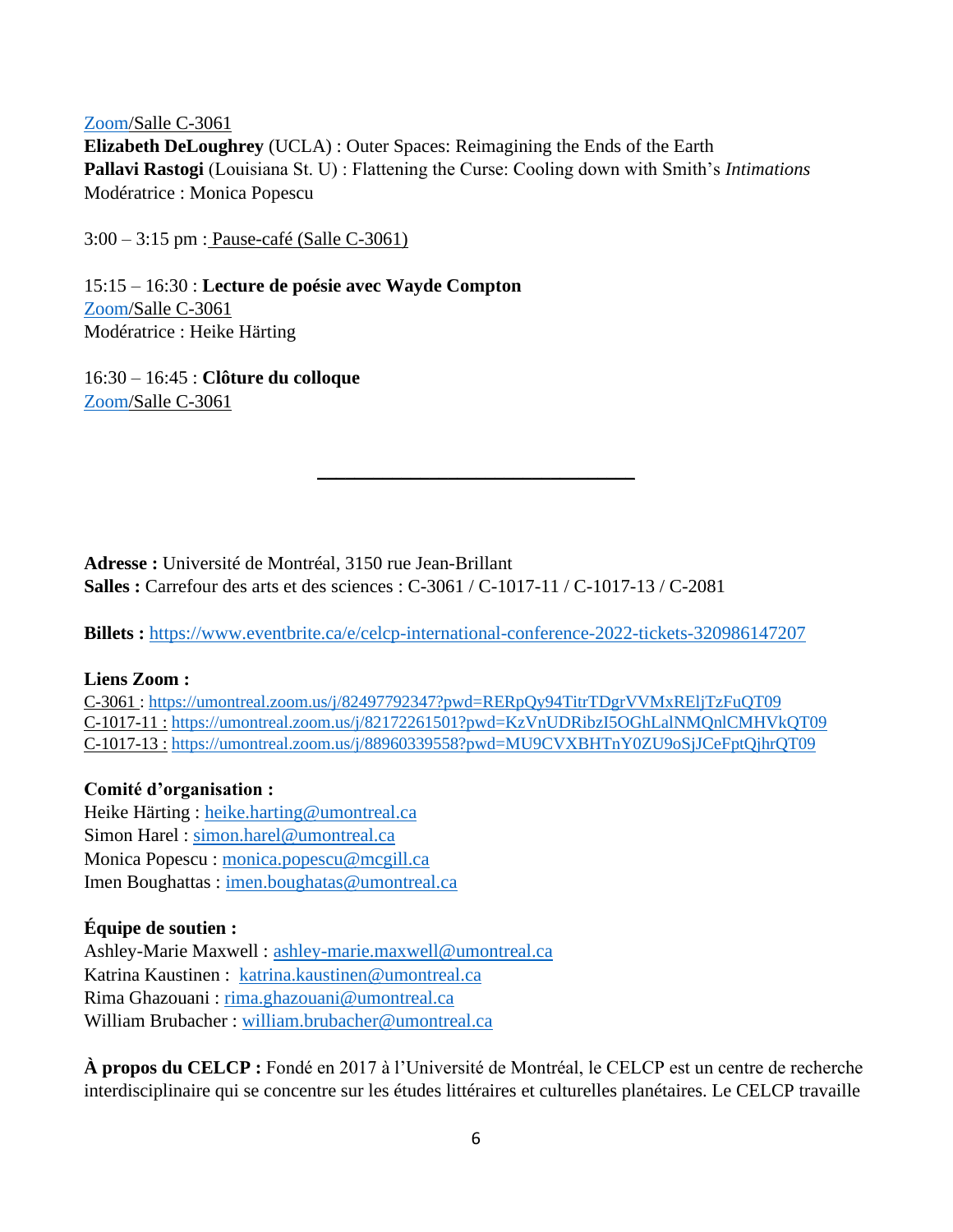Zoom/Salle C-3061
**Elizabeth DeLoughrey** (UCLA) : Outer Spaces: Reimagining the Ends of the Earth
**Pallavi Rastogi** (Louisiana St. U) : Flattening the Curse: Cooling down with Smith's *Intimations*
Modératrice : Monica Popescu

3:00 – 3:15 pm : Pause-café (Salle C-3061)

15:15 – 16:30 : **Lecture de poésie avec Wayde Compton**
Zoom/Salle C-3061
Modératrice : Heike Härting

16:30 – 16:45 : **Clôture du colloque**
Zoom/Salle C-3061

---

**Adresse :** Université de Montréal, 3150 rue Jean-Brillant
**Salles :** Carrefour des arts et des sciences : C-3061 / C-1017-11 / C-1017-13 / C-2081

**Billets :** https://www.eventbrite.ca/e/celcp-international-conference-2022-tickets-320986147207

**Liens Zoom :**
C-3061 : https://umontreal.zoom.us/j/82497792347?pwd=RERpQy94TitrTDgrVVMxRElјTzFuQT09
C-1017-11 : https://umontreal.zoom.us/j/82172261501?pwd=KzVnUDRibzI5OGhLalNMQnlCMHVkQT09
C-1017-13 : https://umontreal.zoom.us/j/88960339558?pwd=MU9CVXBHTnY0ZU9oSjJCeFptQjhrQT09

**Comité d'organisation :**
Heike Härting : heike.harting@umontreal.ca
Simon Harel : simon.harel@umontreal.ca
Monica Popescu : monica.popescu@mcgill.ca
Imen Boughattas : imen.boughatas@umontreal.ca

**Équipe de soutien :**
Ashley-Marie Maxwell : ashley-marie.maxwell@umontreal.ca
Katrina Kaustinen : katrina.kaustinen@umontreal.ca
Rima Ghazouani : rima.ghazouani@umontreal.ca
William Brubacher : william.brubacher@umontreal.ca

**À propos du CELCP :** Fondé en 2017 à l'Université de Montréal, le CELCP est un centre de recherche interdisciplinaire qui se concentre sur les études littéraires et culturelles planétaires. Le CELCP travaille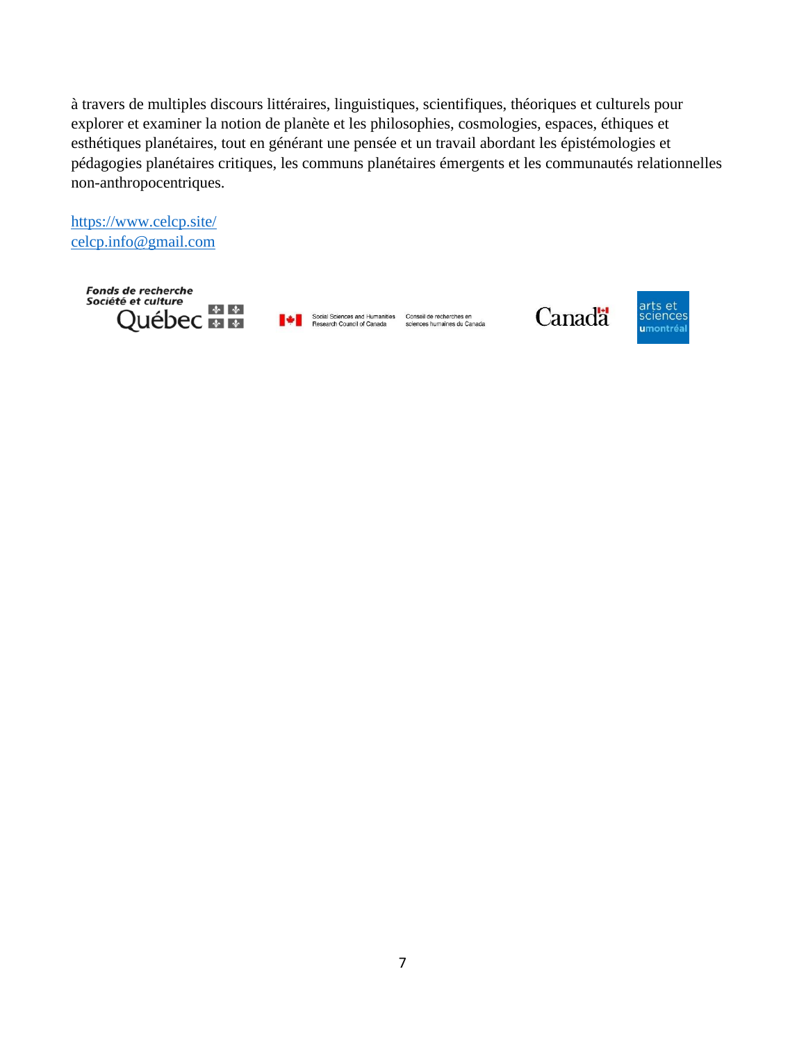à travers de multiples discours littéraires, linguistiques, scientifiques, théoriques et culturels pour explorer et examiner la notion de planète et les philosophies, cosmologies, espaces, éthiques et esthétiques planétaires, tout en générant une pensée et un travail abordant les épistémologies et pédagogies planétaires critiques, les communs planétaires émergents et les communautés relationnelles non-anthropocentriques.

[https://www.celcp.site/](https://www.celcp.site/)
[celcp.info@gmail.com](mailto:celcp.info@gmail.com)

Fonds de recherche Société et culture Québec

Social Sciences and Humanities Research Council of Canada — Conseil de recherches en sciences humaines du Canada

Canada

arts et sciences umontréal